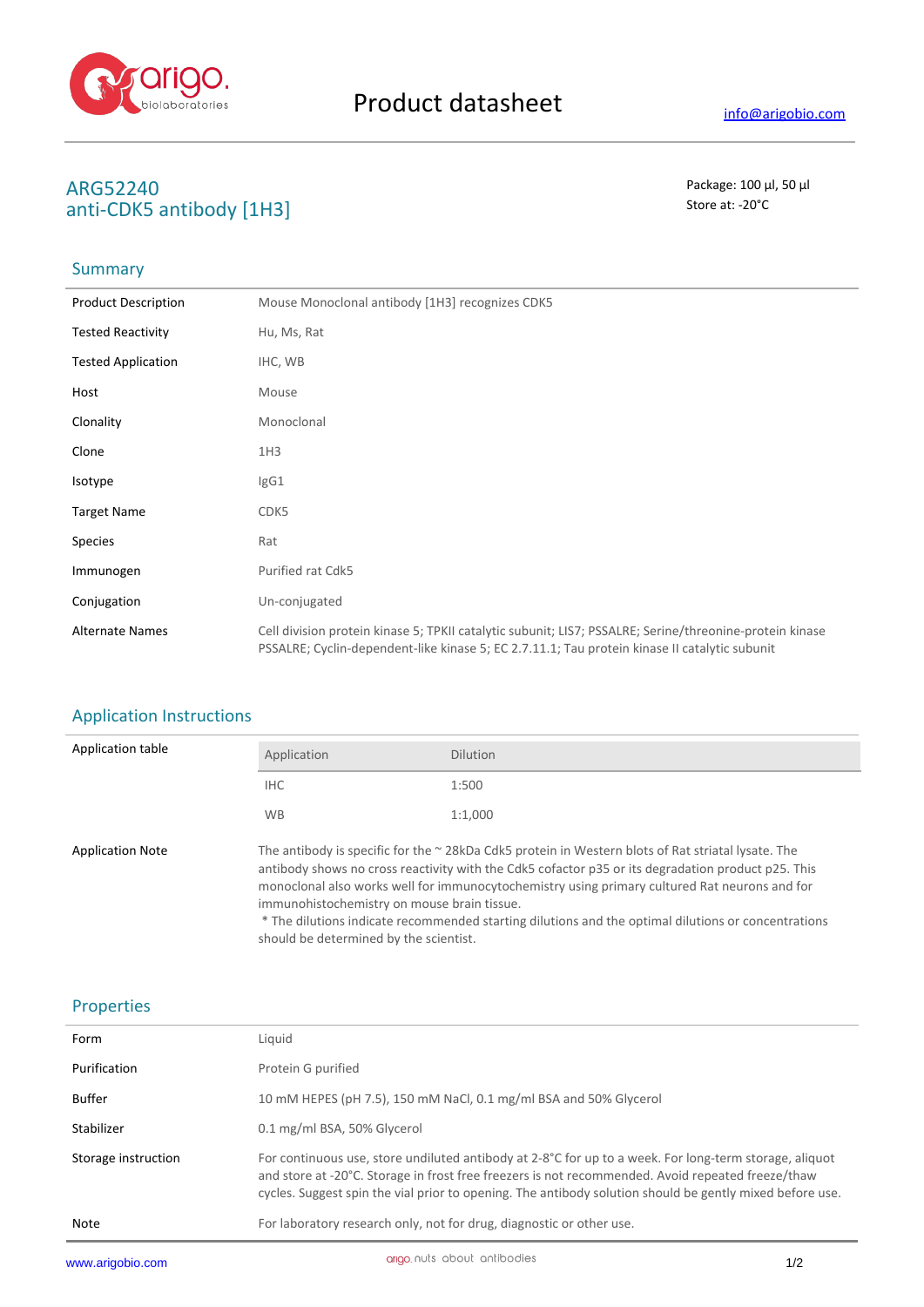# Product datasheet

info@arigobio.com

## ARG52240
## anti-CDK5 antibody [1H3]

Package: 100 μl, 50 μl
Store at: -20°C

## Summary

| | |
|---|---|
| Product Description | Mouse Monoclonal antibody [1H3] recognizes CDK5 |
| Tested Reactivity | Hu, Ms, Rat |
| Tested Application | IHC, WB |
| Host | Mouse |
| Clonality | Monoclonal |
| Clone | 1H3 |
| Isotype | IgG1 |
| Target Name | CDK5 |
| Species | Rat |
| Immunogen | Purified rat Cdk5 |
| Conjugation | Un-conjugated |
| Alternate Names | Cell division protein kinase 5; TPKII catalytic subunit; LIS7; PSSALRE; Serine/threonine-protein kinase PSSALRE; Cyclin-dependent-like kinase 5; EC 2.7.11.1; Tau protein kinase II catalytic subunit |

## Application Instructions

Application table

| Application | Dilution |
|---|---|
| IHC | 1:500 |
| WB | 1:1,000 |

Application Note

The antibody is specific for the ~ 28kDa Cdk5 protein in Western blots of Rat striatal lysate. The antibody shows no cross reactivity with the Cdk5 cofactor p35 or its degradation product p25. This monoclonal also works well for immunocytochemistry using primary cultured Rat neurons and for immunohistochemistry on mouse brain tissue.
* The dilutions indicate recommended starting dilutions and the optimal dilutions or concentrations should be determined by the scientist.

## Properties

| | |
|---|---|
| Form | Liquid |
| Purification | Protein G purified |
| Buffer | 10 mM HEPES (pH 7.5), 150 mM NaCl, 0.1 mg/ml BSA and 50% Glycerol |
| Stabilizer | 0.1 mg/ml BSA, 50% Glycerol |
| Storage instruction | For continuous use, store undiluted antibody at 2-8°C for up to a week. For long-term storage, aliquot and store at -20°C. Storage in frost free freezers is not recommended. Avoid repeated freeze/thaw cycles. Suggest spin the vial prior to opening. The antibody solution should be gently mixed before use. |
| Note | For laboratory research only, not for drug, diagnostic or other use. |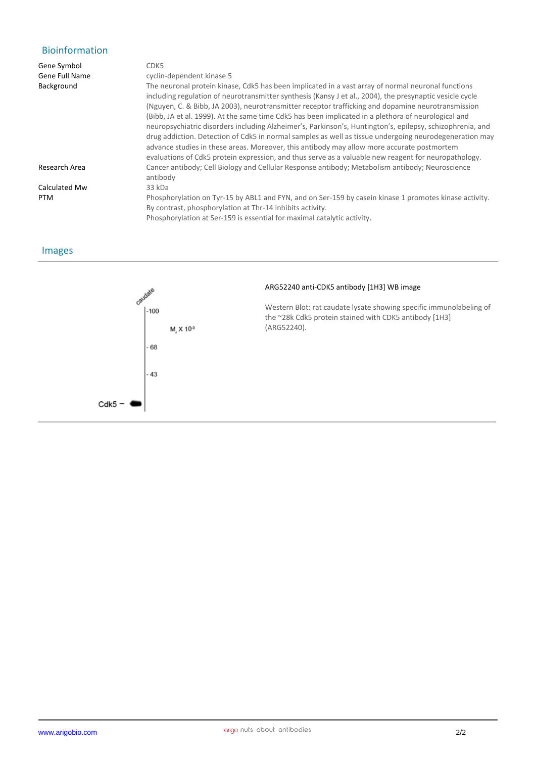## Bioinformation

| | |
|---|---|
| Gene Symbol | CDK5 |
| Gene Full Name | cyclin-dependent kinase 5 |
| Background | The neuronal protein kinase, Cdk5 has been implicated in a vast array of normal neuronal functions including regulation of neurotransmitter synthesis (Kansy J et al., 2004), the presynaptic vesicle cycle (Nguyen, C. & Bibb, JA 2003), neurotransmitter receptor trafficking and dopamine neurotransmission (Bibb, JA et al. 1999). At the same time Cdk5 has been implicated in a plethora of neurological and neuropsychiatric disorders including Alzheimer's, Parkinson's, Huntington's, epilepsy, schizophrenia, and drug addiction. Detection of Cdk5 in normal samples as well as tissue undergoing neurodegeneration may advance studies in these areas. Moreover, this antibody may allow more accurate postmortem evaluations of Cdk5 protein expression, and thus serve as a valuable new reagent for neuropathology. |
| Research Area | Cancer antibody; Cell Biology and Cellular Response antibody; Metabolism antibody; Neuroscience antibody |
| Calculated Mw | 33 kDa |
| PTM | Phosphorylation on Tyr-15 by ABL1 and FYN, and on Ser-159 by casein kinase 1 promotes kinase activity. By contrast, phosphorylation at Thr-14 inhibits activity.<br>Phosphorylation at Ser-159 is essential for maximal catalytic activity. |

## Images

caudate

-100

$M_r$ X $10^{-3}$

- 68

- 43

Cdk5 –

**ARG52240 anti-CDK5 antibody [1H3] WB image**

Western Blot: rat caudate lysate showing specific immunolabeling of the ~28k Cdk5 protein stained with CDK5 antibody [1H3] (ARG52240).